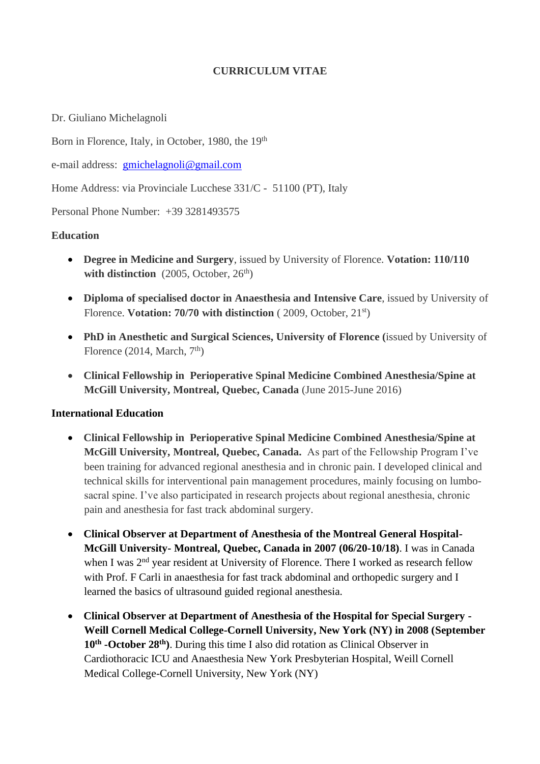# CURRICULUM VITAE

Dr. Giuliano Michelagnoli

Born in Florence, Italy, in October, 1980, the 19th

e-mail address: gmichelagnoli@gmail.com

Home Address: via Provinciale Lucchese 331/C - 51100 (PT), Italy

Personal Phone Number: +39 3281493575

## Education

- **Degree in Medicine and Surgery**, issued by University of Florence. **Votation: 110/110 with distinction** (2005, October, 26th)
- **Diploma of specialised doctor in Anaesthesia and Intensive Care**, issued by University of Florence. **Votation: 70/70 with distinction** ( 2009, October, 21st)
- **PhD in Anesthetic and Surgical Sciences, University of Florence (**issued by University of Florence (2014, March, 7th)
- **Clinical Fellowship in Perioperative Spinal Medicine Combined Anesthesia/Spine at McGill University, Montreal, Quebec, Canada** (June 2015-June 2016)

## International Education

- **Clinical Fellowship in Perioperative Spinal Medicine Combined Anesthesia/Spine at McGill University, Montreal, Quebec, Canada.** As part of the Fellowship Program I've been training for advanced regional anesthesia and in chronic pain. I developed clinical and technical skills for interventional pain management procedures, mainly focusing on lumbo-sacral spine. I've also participated in research projects about regional anesthesia, chronic pain and anesthesia for fast track abdominal surgery.
- **Clinical Observer at Department of Anesthesia of the Montreal General Hospital-McGill University- Montreal, Quebec, Canada in 2007 (06/20-10/18)**. I was in Canada when I was 2nd year resident at University of Florence. There I worked as research fellow with Prof. F Carli in anaesthesia for fast track abdominal and orthopedic surgery and I learned the basics of ultrasound guided regional anesthesia.
- **Clinical Observer at Department of Anesthesia of the Hospital for Special Surgery - Weill Cornell Medical College-Cornell University, New York (NY) in 2008 (September 10th -October 28th)**. During this time I also did rotation as Clinical Observer in Cardiothoracic ICU and Anaesthesia New York Presbyterian Hospital, Weill Cornell Medical College-Cornell University, New York (NY)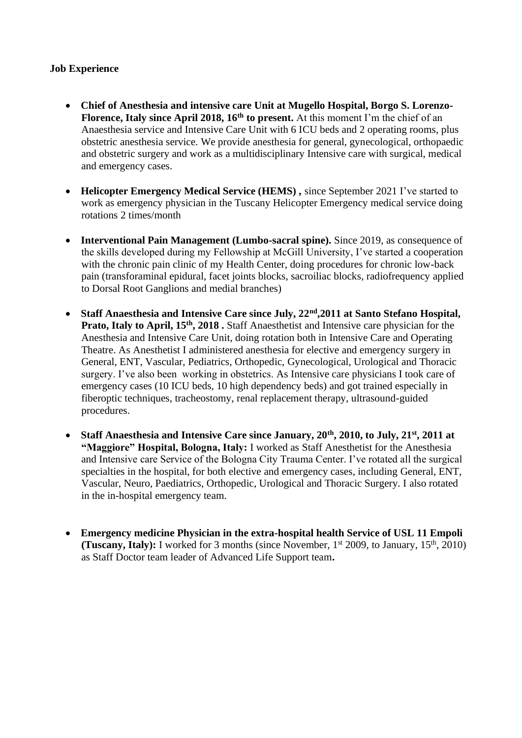**Job Experience**

- **Chief of Anesthesia and intensive care Unit at Mugello Hospital, Borgo S. Lorenzo-Florence, Italy since April 2018, 16th to present.** At this moment I'm the chief of an Anaesthesia service and Intensive Care Unit with 6 ICU beds and 2 operating rooms, plus obstetric anesthesia service. We provide anesthesia for general, gynecological, orthopaedic and obstetric surgery and work as a multidisciplinary Intensive care with surgical, medical and emergency cases.

- **Helicopter Emergency Medical Service (HEMS) ,** since September 2021 I've started to work as emergency physician in the Tuscany Helicopter Emergency medical service doing rotations 2 times/month

- **Interventional Pain Management (Lumbo-sacral spine).** Since 2019, as consequence of the skills developed during my Fellowship at McGill University, I've started a cooperation with the chronic pain clinic of my Health Center, doing procedures for chronic low-back pain (transforaminal epidural, facet joints blocks, sacroiliac blocks, radiofrequency applied to Dorsal Root Ganglions and medial branches)

- **Staff Anaesthesia and Intensive Care since July, 22nd,2011 at Santo Stefano Hospital, Prato, Italy to April, 15th, 2018 .** Staff Anaesthetist and Intensive care physician for the Anesthesia and Intensive Care Unit, doing rotation both in Intensive Care and Operating Theatre. As Anesthetist I administered anesthesia for elective and emergency surgery in General, ENT, Vascular, Pediatrics, Orthopedic, Gynecological, Urological and Thoracic surgery. I've also been working in obstetrics. As Intensive care physicians I took care of emergency cases (10 ICU beds, 10 high dependency beds) and got trained especially in fiberoptic techniques, tracheostomy, renal replacement therapy, ultrasound-guided procedures.

- **Staff Anaesthesia and Intensive Care since January, 20th, 2010, to July, 21st, 2011 at "Maggiore" Hospital, Bologna, Italy:** I worked as Staff Anesthetist for the Anesthesia and Intensive care Service of the Bologna City Trauma Center. I've rotated all the surgical specialties in the hospital, for both elective and emergency cases, including General, ENT, Vascular, Neuro, Paediatrics, Orthopedic, Urological and Thoracic Surgery. I also rotated in the in-hospital emergency team.

- **Emergency medicine Physician in the extra-hospital health Service of USL 11 Empoli (Tuscany, Italy):** I worked for 3 months (since November, 1st 2009, to January, 15th, 2010) as Staff Doctor team leader of Advanced Life Support team**.**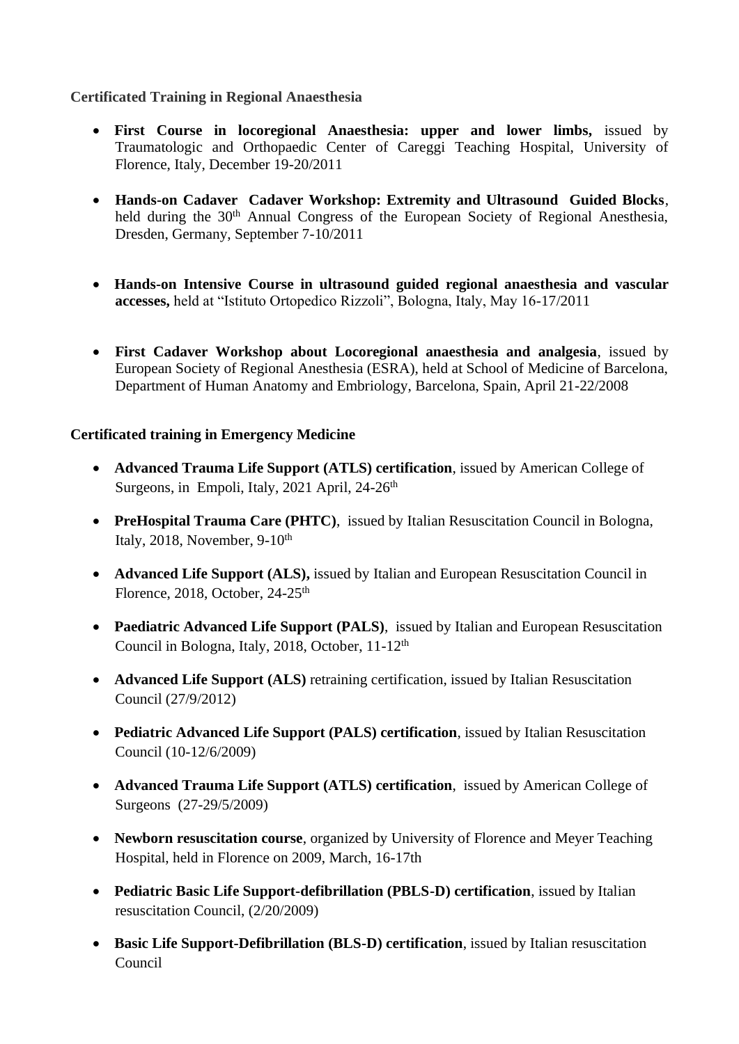**Certificated Training in Regional Anaesthesia**

- **First Course in locoregional Anaesthesia: upper and lower limbs,** issued by Traumatologic and Orthopaedic Center of Careggi Teaching Hospital, University of Florence, Italy, December 19-20/2011

- **Hands-on Cadaver Cadaver Workshop: Extremity and Ultrasound Guided Blocks**, held during the 30th Annual Congress of the European Society of Regional Anesthesia, Dresden, Germany, September 7-10/2011

- **Hands-on Intensive Course in ultrasound guided regional anaesthesia and vascular accesses,** held at "Istituto Ortopedico Rizzoli", Bologna, Italy, May 16-17/2011

- **First Cadaver Workshop about Locoregional anaesthesia and analgesia**, issued by European Society of Regional Anesthesia (ESRA), held at School of Medicine of Barcelona, Department of Human Anatomy and Embriology, Barcelona, Spain, April 21-22/2008

**Certificated training in Emergency Medicine**

- **Advanced Trauma Life Support (ATLS) certification**, issued by American College of Surgeons, in Empoli, Italy, 2021 April, 24-26th

- **PreHospital Trauma Care (PHTC)**, issued by Italian Resuscitation Council in Bologna, Italy, 2018, November, 9-10th

- **Advanced Life Support (ALS),** issued by Italian and European Resuscitation Council in Florence, 2018, October, 24-25th

- **Paediatric Advanced Life Support (PALS)**, issued by Italian and European Resuscitation Council in Bologna, Italy, 2018, October, 11-12th

- **Advanced Life Support (ALS)** retraining certification, issued by Italian Resuscitation Council (27/9/2012)

- **Pediatric Advanced Life Support (PALS) certification**, issued by Italian Resuscitation Council (10-12/6/2009)

- **Advanced Trauma Life Support (ATLS) certification**, issued by American College of Surgeons (27-29/5/2009)

- **Newborn resuscitation course**, organized by University of Florence and Meyer Teaching Hospital, held in Florence on 2009, March, 16-17th

- **Pediatric Basic Life Support-defibrillation (PBLS-D) certification**, issued by Italian resuscitation Council, (2/20/2009)

- **Basic Life Support-Defibrillation (BLS-D) certification**, issued by Italian resuscitation Council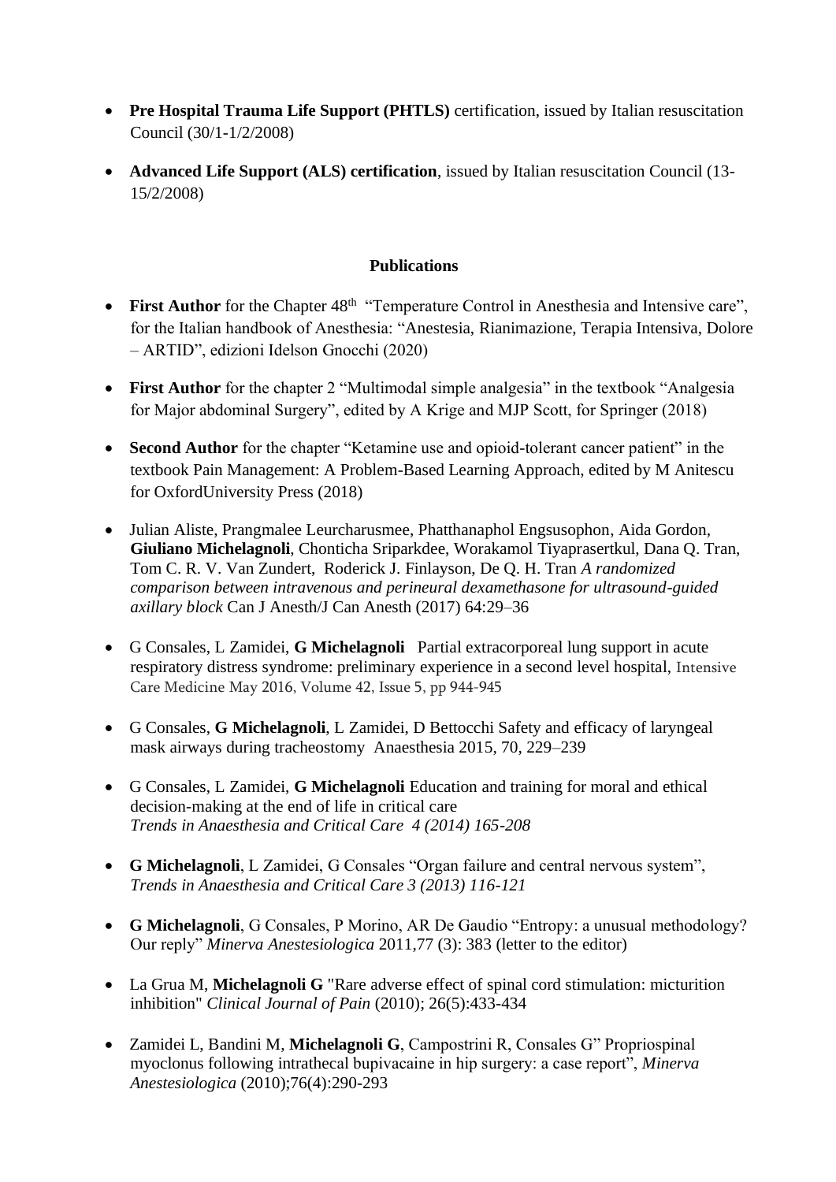- **Pre Hospital Trauma Life Support (PHTLS)** certification, issued by Italian resuscitation Council (30/1-1/2/2008)
- **Advanced Life Support (ALS) certification**, issued by Italian resuscitation Council (13-15/2/2008)

## Publications

- **First Author** for the Chapter 48th "Temperature Control in Anesthesia and Intensive care", for the Italian handbook of Anesthesia: "Anestesia, Rianimazione, Terapia Intensiva, Dolore – ARTID", edizioni Idelson Gnocchi (2020)
- **First Author** for the chapter 2 "Multimodal simple analgesia" in the textbook "Analgesia for Major abdominal Surgery", edited by A Krige and MJP Scott, for Springer (2018)
- **Second Author** for the chapter "Ketamine use and opioid-tolerant cancer patient" in the textbook Pain Management: A Problem-Based Learning Approach, edited by M Anitescu for OxfordUniversity Press (2018)
- Julian Aliste, Prangmalee Leurcharusmee, Phatthanaphol Engsusophon, Aida Gordon, **Giuliano Michelagnoli**, Chonticha Sriparkdee, Worakamol Tiyaprasertkul, Dana Q. Tran, Tom C. R. V. Van Zundert, Roderick J. Finlayson, De Q. H. Tran *A randomized comparison between intravenous and perineural dexamethasone for ultrasound-guided axillary block* Can J Anesth/J Can Anesth (2017) 64:29–36
- G Consales, L Zamidei, **G Michelagnoli** Partial extracorporeal lung support in acute respiratory distress syndrome: preliminary experience in a second level hospital, Intensive Care Medicine May 2016, Volume 42, Issue 5, pp 944-945
- G Consales, **G Michelagnoli**, L Zamidei, D Bettocchi Safety and efficacy of laryngeal mask airways during tracheostomy Anaesthesia 2015, 70, 229–239
- G Consales, L Zamidei, **G Michelagnoli** Education and training for moral and ethical decision-making at the end of life in critical care *Trends in Anaesthesia and Critical Care 4 (2014) 165-208*
- **G Michelagnoli**, L Zamidei, G Consales "Organ failure and central nervous system", *Trends in Anaesthesia and Critical Care 3 (2013) 116-121*
- **G Michelagnoli**, G Consales, P Morino, AR De Gaudio "Entropy: a unusual methodology? Our reply" *Minerva Anestesiologica* 2011,77 (3): 383 (letter to the editor)
- La Grua M, **Michelagnoli G** "Rare adverse effect of spinal cord stimulation: micturition inhibition" *Clinical Journal of Pain* (2010); 26(5):433-434
- Zamidei L, Bandini M, **Michelagnoli G**, Campostrini R, Consales G" Propriospinal myoclonus following intrathecal bupivacaine in hip surgery: a case report", *Minerva Anestesiologica* (2010);76(4):290-293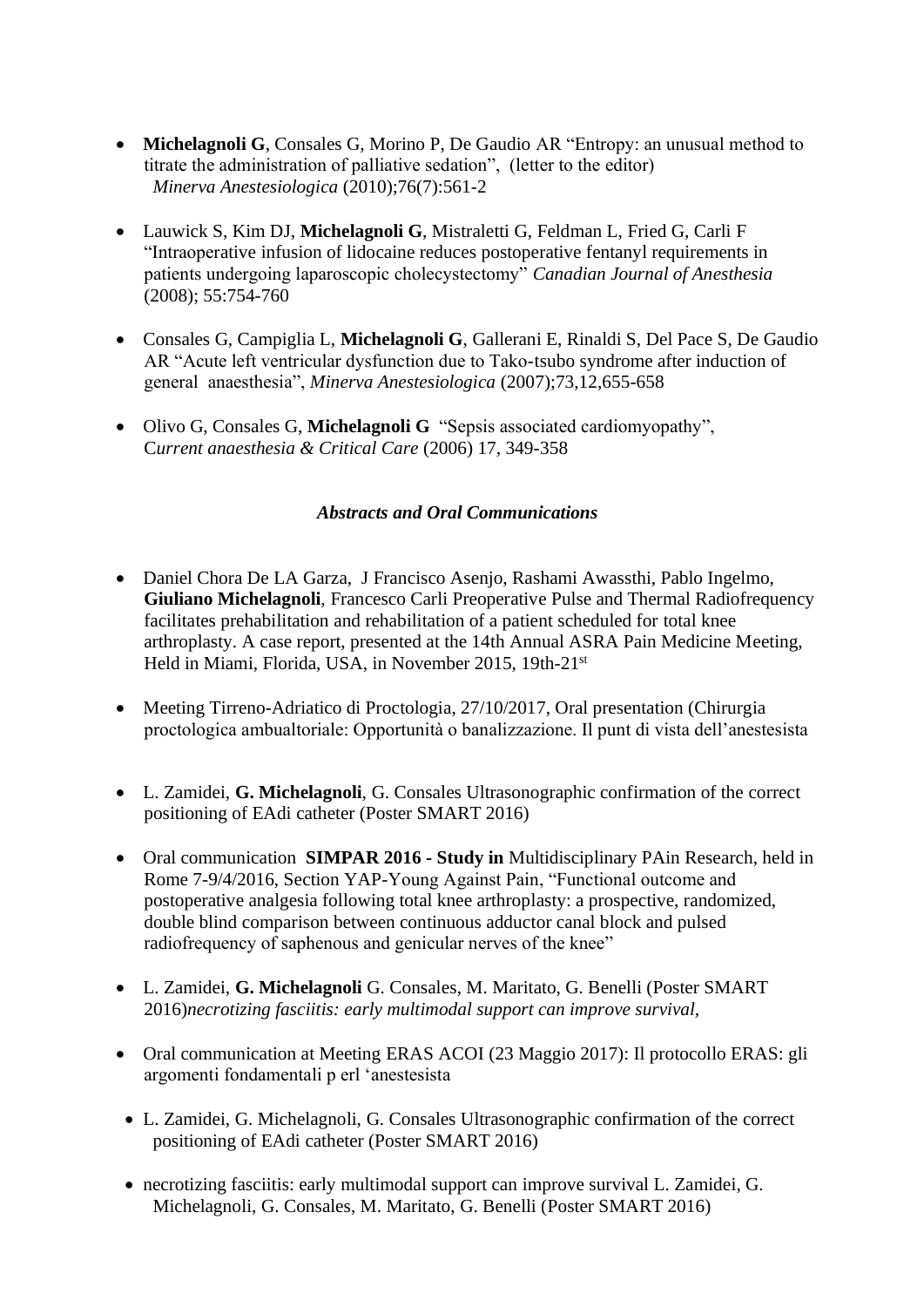- **Michelagnoli G**, Consales G, Morino P, De Gaudio AR "Entropy: an unusual method to titrate the administration of palliative sedation", (letter to the editor) *Minerva Anestesiologica* (2010);76(7):561-2

- Lauwick S, Kim DJ, **Michelagnoli G**, Mistraletti G, Feldman L, Fried G, Carli F "Intraoperative infusion of lidocaine reduces postoperative fentanyl requirements in patients undergoing laparoscopic cholecystectomy" *Canadian Journal of Anesthesia* (2008); 55:754-760

- Consales G, Campiglia L, **Michelagnoli G**, Gallerani E, Rinaldi S, Del Pace S, De Gaudio AR "Acute left ventricular dysfunction due to Tako-tsubo syndrome after induction of general anaesthesia", *Minerva Anestesiologica* (2007);73,12,655-658

- Olivo G, Consales G, **Michelagnoli G** "Sepsis associated cardiomyopathy", C*urrent anaesthesia & Critical Care* (2006) 17, 349-358

### *Abstracts and Oral Communications*

- Daniel Chora De LA Garza, J Francisco Asenjo, Rashami Awassthi, Pablo Ingelmo, **Giuliano Michelagnoli**, Francesco Carli Preoperative Pulse and Thermal Radiofrequency facilitates prehabilitation and rehabilitation of a patient scheduled for total knee arthroplasty. A case report, presented at the 14th Annual ASRA Pain Medicine Meeting, Held in Miami, Florida, USA, in November 2015, 19th-21st

- Meeting Tirreno-Adriatico di Proctologia, 27/10/2017, Oral presentation (Chirurgia proctologica ambualtoriale: Opportunità o banalizzazione. Il punt di vista dell'anestesista

- L. Zamidei, **G. Michelagnoli**, G. Consales Ultrasonographic confirmation of the correct positioning of EAdi catheter (Poster SMART 2016)

- Oral communication **SIMPAR 2016 - Study in** Multidisciplinary PAin Research, held in Rome 7-9/4/2016, Section YAP-Young Against Pain, "Functional outcome and postoperative analgesia following total knee arthroplasty: a prospective, randomized, double blind comparison between continuous adductor canal block and pulsed radiofrequency of saphenous and genicular nerves of the knee"

- L. Zamidei, **G. Michelagnoli** G. Consales, M. Maritato, G. Benelli (Poster SMART 2016)*necrotizing fasciitis: early multimodal support can improve survival*,

- Oral communication at Meeting ERAS ACOI (23 Maggio 2017): Il protocollo ERAS: gli argomenti fondamentali p erl 'anestesista

- L. Zamidei, G. Michelagnoli, G. Consales Ultrasonographic confirmation of the correct positioning of EAdi catheter (Poster SMART 2016)

- necrotizing fasciitis: early multimodal support can improve survival L. Zamidei, G. Michelagnoli, G. Consales, M. Maritato, G. Benelli (Poster SMART 2016)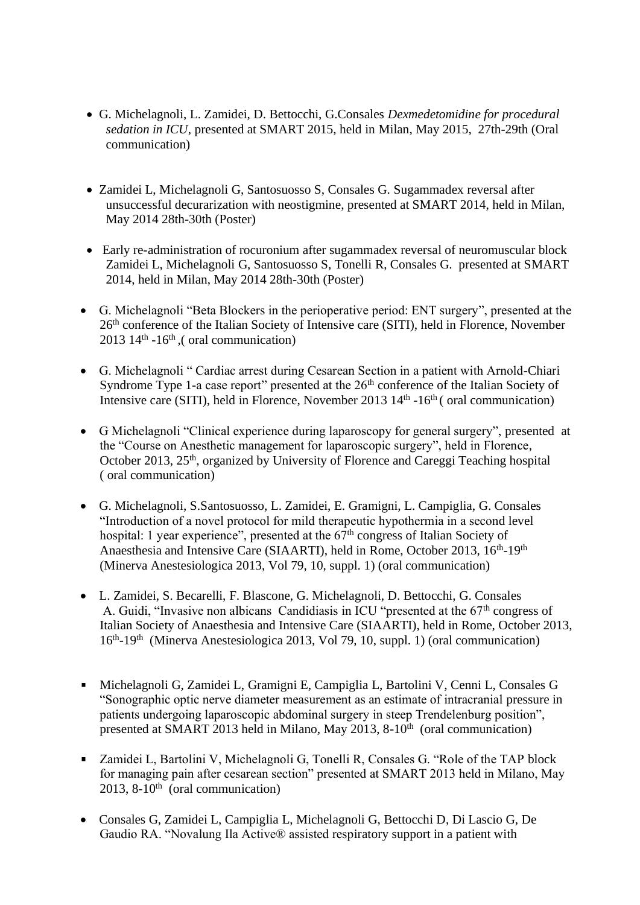- G. Michelagnoli, L. Zamidei, D. Bettocchi, G.Consales *Dexmedetomidine for procedural sedation in ICU*, presented at SMART 2015, held in Milan, May 2015, 27th-29th (Oral communication)

- Zamidei L, Michelagnoli G, Santosuosso S, Consales G. Sugammadex reversal after unsuccessful decurarization with neostigmine, presented at SMART 2014, held in Milan, May 2014 28th-30th (Poster)

- Early re-administration of rocuronium after sugammadex reversal of neuromuscular block Zamidei L, Michelagnoli G, Santosuosso S, Tonelli R, Consales G. presented at SMART 2014, held in Milan, May 2014 28th-30th (Poster)

- G. Michelagnoli "Beta Blockers in the perioperative period: ENT surgery", presented at the 26th conference of the Italian Society of Intensive care (SITI), held in Florence, November 2013 14th -16th ,( oral communication)

- G. Michelagnoli " Cardiac arrest during Cesarean Section in a patient with Arnold-Chiari Syndrome Type 1-a case report" presented at the 26th conference of the Italian Society of Intensive care (SITI), held in Florence, November 2013 14th -16th ( oral communication)

- G Michelagnoli "Clinical experience during laparoscopy for general surgery", presented at the "Course on Anesthetic management for laparoscopic surgery", held in Florence, October 2013, 25th, organized by University of Florence and Careggi Teaching hospital ( oral communication)

- G. Michelagnoli, S.Santosuosso, L. Zamidei, E. Gramigni, L. Campiglia, G. Consales "Introduction of a novel protocol for mild therapeutic hypothermia in a second level hospital: 1 year experience", presented at the 67th congress of Italian Society of Anaesthesia and Intensive Care (SIAARTI), held in Rome, October 2013, 16th-19th (Minerva Anestesiologica 2013, Vol 79, 10, suppl. 1) (oral communication)

- L. Zamidei, S. Becarelli, F. Blascone, G. Michelagnoli, D. Bettocchi, G. Consales A. Guidi, "Invasive non albicans Candidiasis in ICU "presented at the 67th congress of Italian Society of Anaesthesia and Intensive Care (SIAARTI), held in Rome, October 2013, 16th-19th (Minerva Anestesiologica 2013, Vol 79, 10, suppl. 1) (oral communication)

- Michelagnoli G, Zamidei L, Gramigni E, Campiglia L, Bartolini V, Cenni L, Consales G "Sonographic optic nerve diameter measurement as an estimate of intracranial pressure in patients undergoing laparoscopic abdominal surgery in steep Trendelenburg position", presented at SMART 2013 held in Milano, May 2013, 8-10th (oral communication)

- Zamidei L, Bartolini V, Michelagnoli G, Tonelli R, Consales G. "Role of the TAP block for managing pain after cesarean section" presented at SMART 2013 held in Milano, May 2013, 8-10th (oral communication)

- Consales G, Zamidei L, Campiglia L, Michelagnoli G, Bettocchi D, Di Lascio G, De Gaudio RA. "Novalung Ila Active® assisted respiratory support in a patient with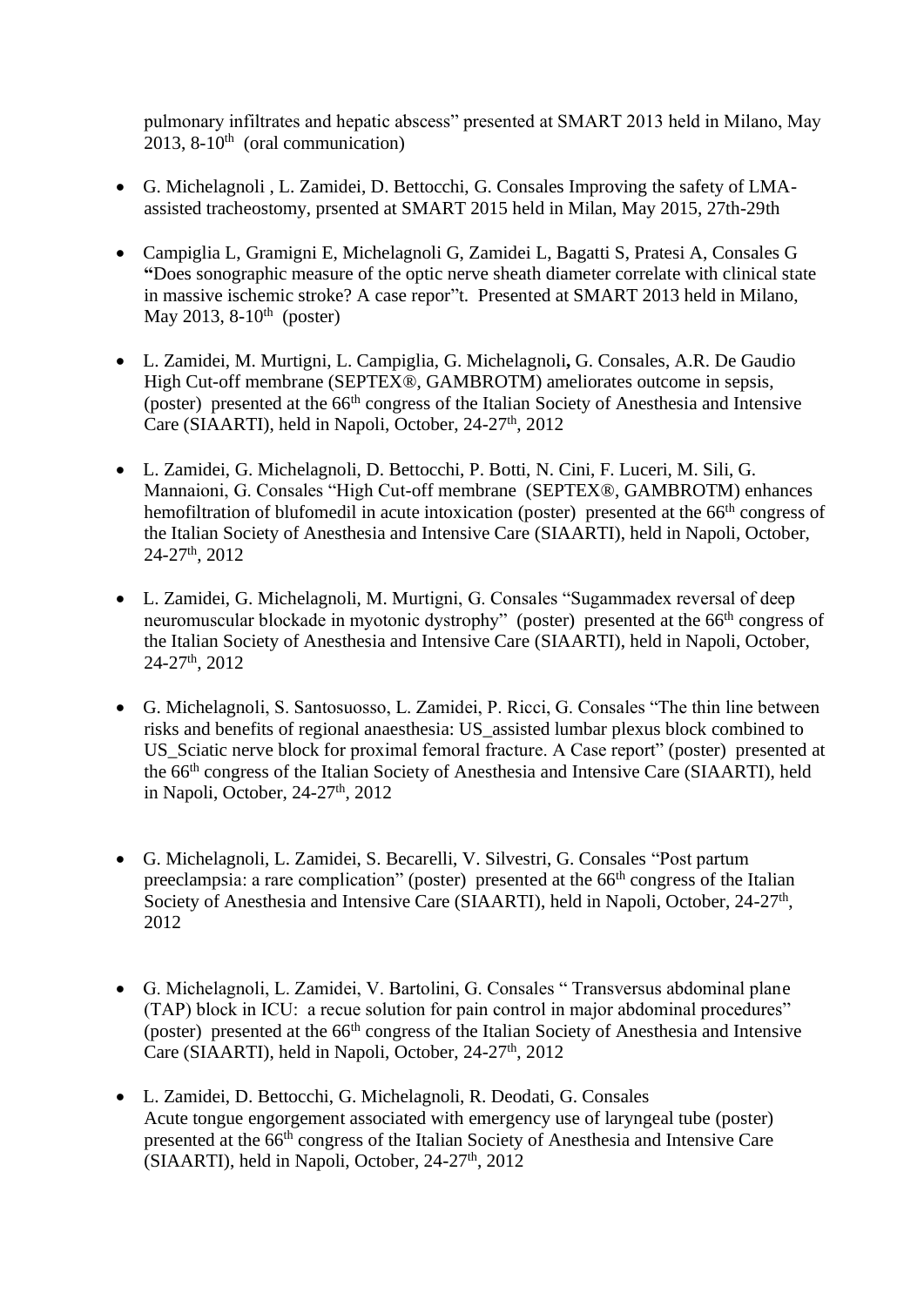pulmonary infiltrates and hepatic abscess" presented at SMART 2013 held in Milano, May 2013, 8-10th (oral communication)

- G. Michelagnoli , L. Zamidei, D. Bettocchi, G. Consales Improving the safety of LMA-assisted tracheostomy, prsented at SMART 2015 held in Milan, May 2015, 27th-29th
- Campiglia L, Gramigni E, Michelagnoli G, Zamidei L, Bagatti S, Pratesi A, Consales G **"**Does sonographic measure of the optic nerve sheath diameter correlate with clinical state in massive ischemic stroke? A case repor"t. Presented at SMART 2013 held in Milano, May 2013, 8-10th (poster)
- L. Zamidei, M. Murtigni, L. Campiglia, G. Michelagnoli**,** G. Consales, A.R. De Gaudio High Cut-off membrane (SEPTEX®, GAMBROTM) ameliorates outcome in sepsis, (poster) presented at the 66th congress of the Italian Society of Anesthesia and Intensive Care (SIAARTI), held in Napoli, October, 24-27th, 2012
- L. Zamidei, G. Michelagnoli, D. Bettocchi, P. Botti, N. Cini, F. Luceri, M. Sili, G. Mannaioni, G. Consales "High Cut-off membrane (SEPTEX®, GAMBROTM) enhances hemofiltration of blufomedil in acute intoxication (poster) presented at the 66th congress of the Italian Society of Anesthesia and Intensive Care (SIAARTI), held in Napoli, October, 24-27th, 2012
- L. Zamidei, G. Michelagnoli, M. Murtigni, G. Consales "Sugammadex reversal of deep neuromuscular blockade in myotonic dystrophy" (poster) presented at the 66th congress of the Italian Society of Anesthesia and Intensive Care (SIAARTI), held in Napoli, October, 24-27th, 2012
- G. Michelagnoli, S. Santosuosso, L. Zamidei, P. Ricci, G. Consales "The thin line between risks and benefits of regional anaesthesia: US_assisted lumbar plexus block combined to US_Sciatic nerve block for proximal femoral fracture. A Case report" (poster) presented at the 66th congress of the Italian Society of Anesthesia and Intensive Care (SIAARTI), held in Napoli, October, 24-27th, 2012
- G. Michelagnoli, L. Zamidei, S. Becarelli, V. Silvestri, G. Consales "Post partum preeclampsia: a rare complication" (poster) presented at the 66th congress of the Italian Society of Anesthesia and Intensive Care (SIAARTI), held in Napoli, October, 24-27th, 2012
- G. Michelagnoli, L. Zamidei, V. Bartolini, G. Consales " Transversus abdominal plane (TAP) block in ICU: a recue solution for pain control in major abdominal procedures" (poster) presented at the 66th congress of the Italian Society of Anesthesia and Intensive Care (SIAARTI), held in Napoli, October, 24-27th, 2012
- L. Zamidei, D. Bettocchi, G. Michelagnoli, R. Deodati, G. Consales Acute tongue engorgement associated with emergency use of laryngeal tube (poster) presented at the 66th congress of the Italian Society of Anesthesia and Intensive Care (SIAARTI), held in Napoli, October, 24-27th, 2012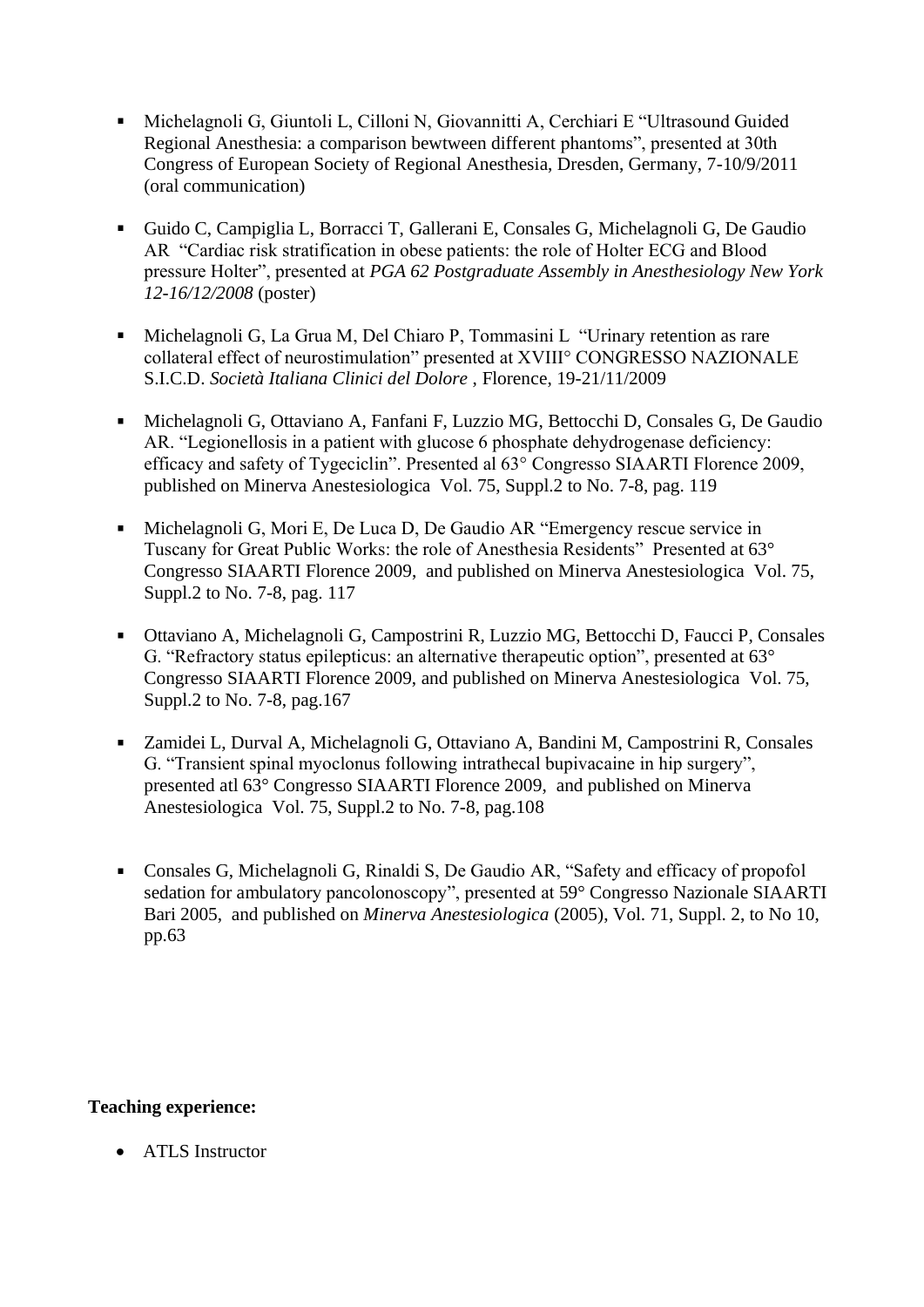- Michelagnoli G, Giuntoli L, Cilloni N, Giovannitti A, Cerchiari E "Ultrasound Guided Regional Anesthesia: a comparison bewtween different phantoms", presented at 30th Congress of European Society of Regional Anesthesia, Dresden, Germany, 7-10/9/2011 (oral communication)

- Guido C, Campiglia L, Borracci T, Gallerani E, Consales G, Michelagnoli G, De Gaudio AR "Cardiac risk stratification in obese patients: the role of Holter ECG and Blood pressure Holter", presented at *PGA 62 Postgraduate Assembly in Anesthesiology New York 12-16/12/2008* (poster)

- Michelagnoli G, La Grua M, Del Chiaro P, Tommasini L "Urinary retention as rare collateral effect of neurostimulation" presented at XVIII° CONGRESSO NAZIONALE S.I.C.D. *Società Italiana Clinici del Dolore* , Florence, 19-21/11/2009

- Michelagnoli G, Ottaviano A, Fanfani F, Luzzio MG, Bettocchi D, Consales G, De Gaudio AR. "Legionellosis in a patient with glucose 6 phosphate dehydrogenase deficiency: efficacy and safety of Tygeciclin". Presented al 63° Congresso SIAARTI Florence 2009, published on Minerva Anestesiologica Vol. 75, Suppl.2 to No. 7-8, pag. 119

- Michelagnoli G, Mori E, De Luca D, De Gaudio AR "Emergency rescue service in Tuscany for Great Public Works: the role of Anesthesia Residents" Presented at 63° Congresso SIAARTI Florence 2009, and published on Minerva Anestesiologica Vol. 75, Suppl.2 to No. 7-8, pag. 117

- Ottaviano A, Michelagnoli G, Campostrini R, Luzzio MG, Bettocchi D, Faucci P, Consales G. "Refractory status epilepticus: an alternative therapeutic option", presented at 63° Congresso SIAARTI Florence 2009, and published on Minerva Anestesiologica Vol. 75, Suppl.2 to No. 7-8, pag.167

- Zamidei L, Durval A, Michelagnoli G, Ottaviano A, Bandini M, Campostrini R, Consales G. "Transient spinal myoclonus following intrathecal bupivacaine in hip surgery", presented atl 63° Congresso SIAARTI Florence 2009, and published on Minerva Anestesiologica Vol. 75, Suppl.2 to No. 7-8, pag.108

- Consales G, Michelagnoli G, Rinaldi S, De Gaudio AR, "Safety and efficacy of propofol sedation for ambulatory pancolonoscopy", presented at 59° Congresso Nazionale SIAARTI Bari 2005, and published on *Minerva Anestesiologica* (2005), Vol. 71, Suppl. 2, to No 10, pp.63

**Teaching experience:**

- ATLS Instructor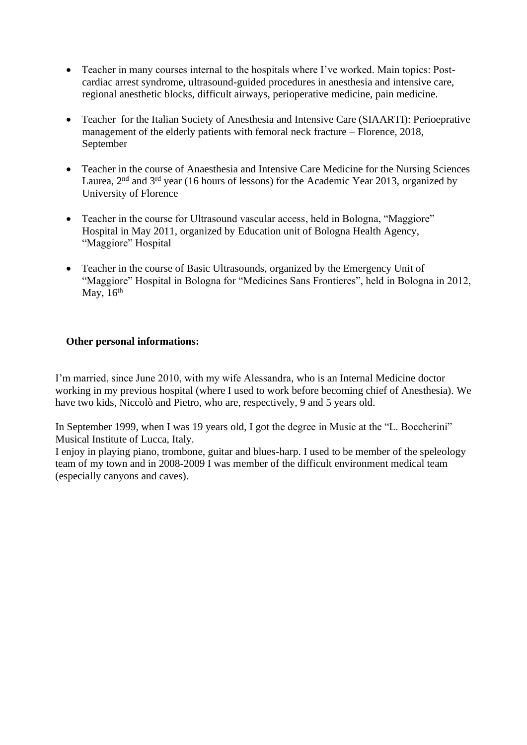- Teacher in many courses internal to the hospitals where I've worked. Main topics: Post-cardiac arrest syndrome, ultrasound-guided procedures in anesthesia and intensive care, regional anesthetic blocks, difficult airways, perioperative medicine, pain medicine.

- Teacher for the Italian Society of Anesthesia and Intensive Care (SIAARTI): Perioeprative management of the elderly patients with femoral neck fracture – Florence, 2018, September

- Teacher in the course of Anaesthesia and Intensive Care Medicine for the Nursing Sciences Laurea, 2nd and 3rd year (16 hours of lessons) for the Academic Year 2013, organized by University of Florence

- Teacher in the course for Ultrasound vascular access, held in Bologna, "Maggiore" Hospital in May 2011, organized by Education unit of Bologna Health Agency, "Maggiore" Hospital

- Teacher in the course of Basic Ultrasounds, organized by the Emergency Unit of "Maggiore" Hospital in Bologna for "Medicines Sans Frontieres", held in Bologna in 2012, May, 16th

**Other personal informations:**

I'm married, since June 2010, with my wife Alessandra, who is an Internal Medicine doctor working in my previous hospital (where I used to work before becoming chief of Anesthesia). We have two kids, Niccolò and Pietro, who are, respectively, 9 and 5 years old.

In September 1999, when I was 19 years old, I got the degree in Music at the "L. Boccherini" Musical Institute of Lucca, Italy.
I enjoy in playing piano, trombone, guitar and blues-harp. I used to be member of the speleology team of my town and in 2008-2009 I was member of the difficult environment medical team (especially canyons and caves).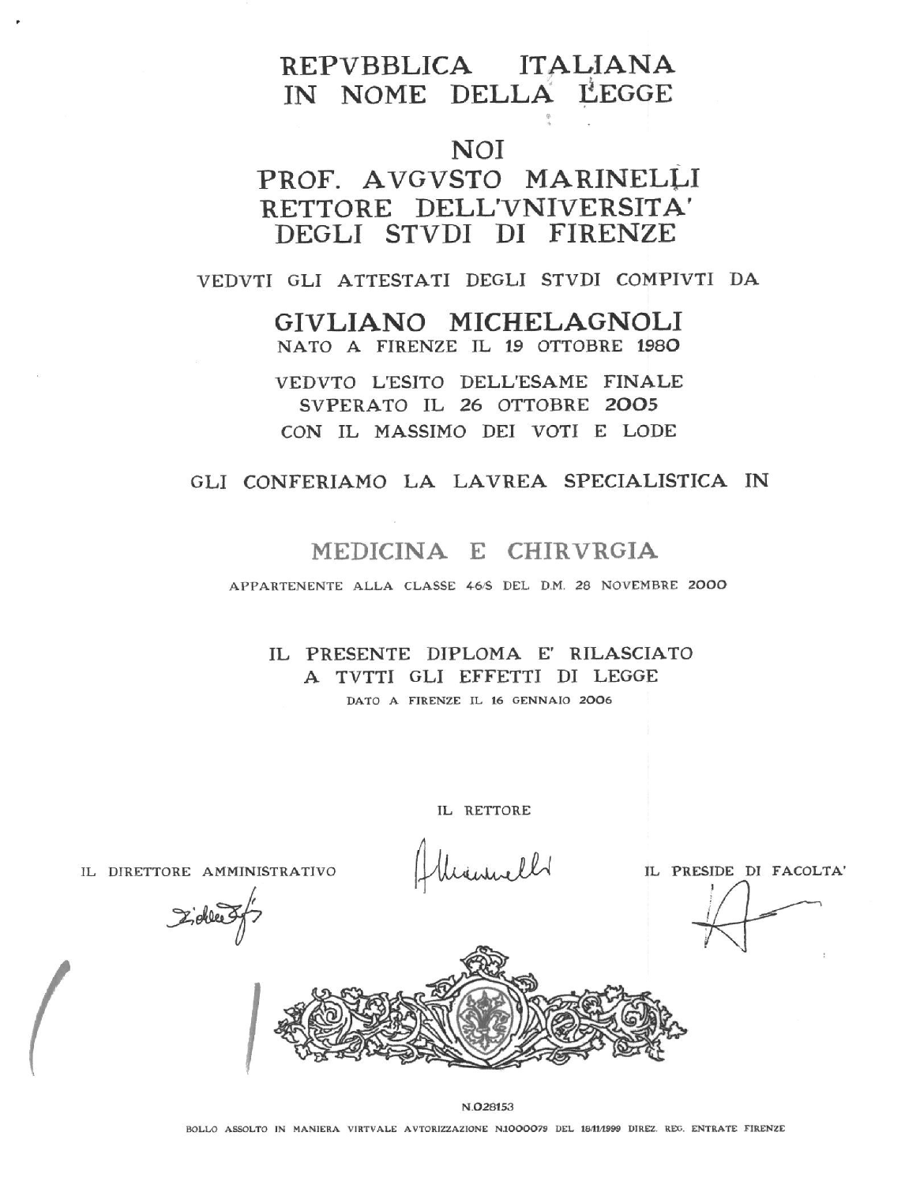# REPVBBLICA ITALIANA
# IN NOME DELLA LEGGE

## NOI
## PROF. AVGVSTO MARINELLI
## RETTORE DELL'VNIVERSITA' DEGLI STVDI DI FIRENZE

VEDVTI GLI ATTESTATI DEGLI STVDI COMPIVTI DA

## GIVLIANO MICHELAGNOLI

NATO A FIRENZE IL 19 OTTOBRE 1980

VEDVTO L'ESITO DELL'ESAME FINALE
SVPERATO IL 26 OTTOBRE 2005
CON IL MASSIMO DEI VOTI E LODE

GLI CONFERIAMO LA LAVREA SPECIALISTICA IN

## MEDICINA E CHIRVRGIA

APPARTENENTE ALLA CLASSE 46/S DEL D.M. 28 NOVEMBRE 2000

IL PRESENTE DIPLOMA E' RILASCIATO
A TVTTI GLI EFFETTI DI LEGGE

DATO A FIRENZE IL 16 GENNAIO 2006

IL RETTORE

IL DIRETTORE AMMINISTRATIVO

IL PRESIDE DI FACOLTA'

N.O28153

BOLLO ASSOLTO IN MANIERA VIRTVALE AVTORIZZAZIONE N.1000079 DEL 18/11/1999 DIREZ. REG. ENTRATE FIRENZE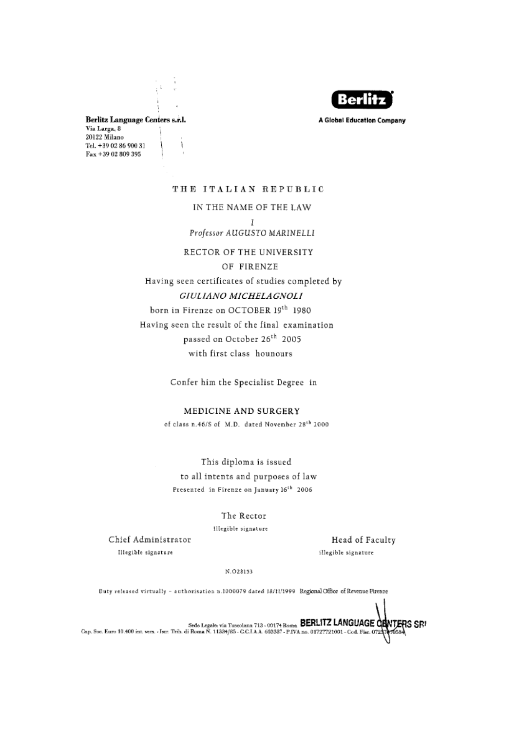**Berlitz Language Centers s.r.l.**
Via Larga, 8
20122 Milano
Tel. +39 02 86 900 31
Fax +39 02 809 395

**Berlitz**
**A Global Education Company**

THE ITALIAN REPUBLIC

IN THE NAME OF THE LAW

*I*

*Professor AUGUSTO MARINELLI*

RECTOR OF THE UNIVERSITY

OF FIRENZE

Having seen certificates of studies completed by

*GIULIANO MICHELAGNOLI*

born in Firenze on OCTOBER 19th 1980

Having seen the result of the final examination

passed on October 26th 2005

with first class hounours

Confer him the Specialist Degree in

MEDICINE AND SURGERY

of class n.46/S of M.D. dated November 28th 2000

This diploma is issued

to all intents and purposes of law

Presented in Firenze on January 16th 2006

The Rector

Illegible signature

Chief Administrator

Illegible signature

Head of Faculty

Illegible signature

N.O28153

Duty released virtually - authorisation n.1000079 dated 18/11/1999 Regional Office of Revenue Firenze

Sede Legale: via Tuscolana 713 - 00174 Roma **BERLITZ LANGUAGE CENTERS SRL**
Cap. Soc. Euro 10.400 int. vers. - Iscr. Trib. di Roma N. 11334/85 - C.C.I.A.A. 603387 - P.IVA no. 01727721001 - Cod. Fisc. 07237410584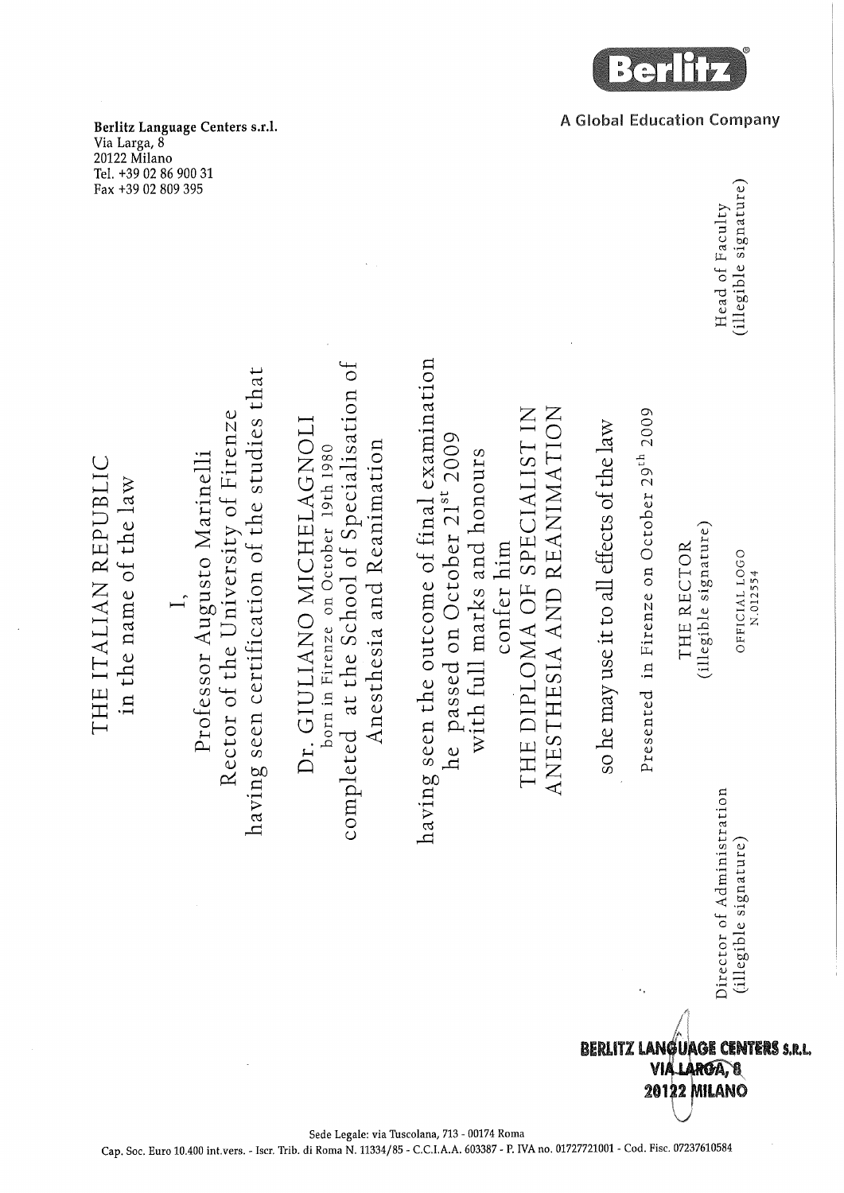**Berlitz**

A Global Education Company

**Berlitz Language Centers s.r.l.**
Via Larga, 8
20122 Milano
Tel. +39 02 86 900 31
Fax +39 02 809 395

THE ITALIAN REPUBLIC
in the name of the law

I,

Professor Augusto Marinelli
Rector of the University of Firenze
having seen certification of the studies that

Dr. GIULIANO MICHELAGNOLI
born in Firenze on October 19th 1980
completed at the School of Specialisation of
Anesthesia and Reanimation

having seen the outcome of final examination
he passed on October 21st 2009
with full marks and honours
confer him
THE DIPLOMA OF SPECIALIST IN
ANESTHESIA AND REANIMATION

so he may use it to all effects of the law

Presented in Firenze on October 29th 2009

Head of Faculty
(illegible signature)

THE RECTOR
(illegible signature)

OFFICIAL LOGO
N.012554

Director of Administration
(illegible signature)

**BERLITZ LANGUAGE CENTERS S.R.L.**
**VIA LARGA, 8**
**20122 MILANO**

Sede Legale: via Tuscolana, 713 - 00174 Roma
Cap. Soc. Euro 10.400 int.vers. - Iscr. Trib. di Roma N. 11334/85 - C.C.I.A.A. 603387 - P. IVA no. 01727721001 - Cod. Fisc. 07237610584